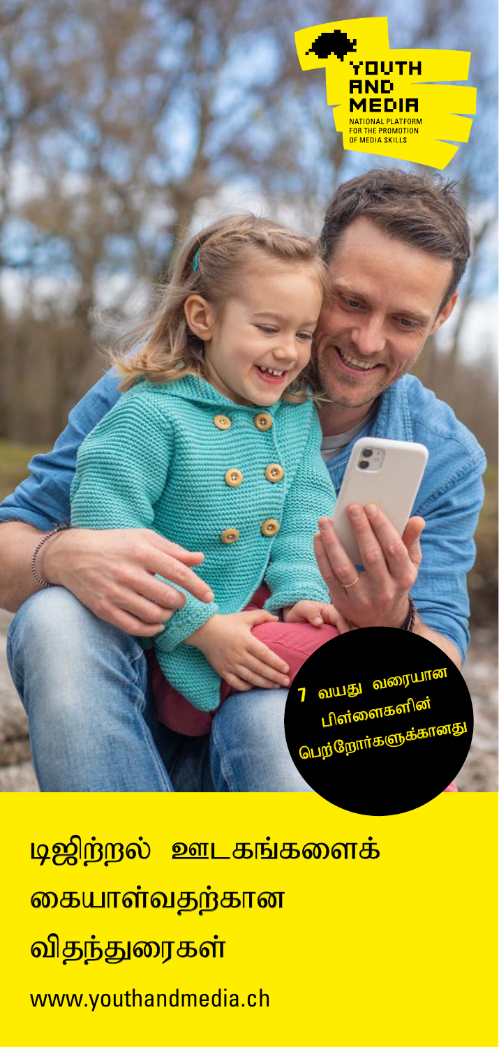YOUTH AND MEDIA

NATIONAL PLATFORM FOR THE PROMOTION OF MEDIA SKILLS

7 வயது வரையான பிள்ளைகளின் பெற்றோர்களுக்கானது

# டிஜிற்றல் ஊடகங்களைக் கையாள்வதற்கான விதந்துரைகள்

www.youthandmedia.ch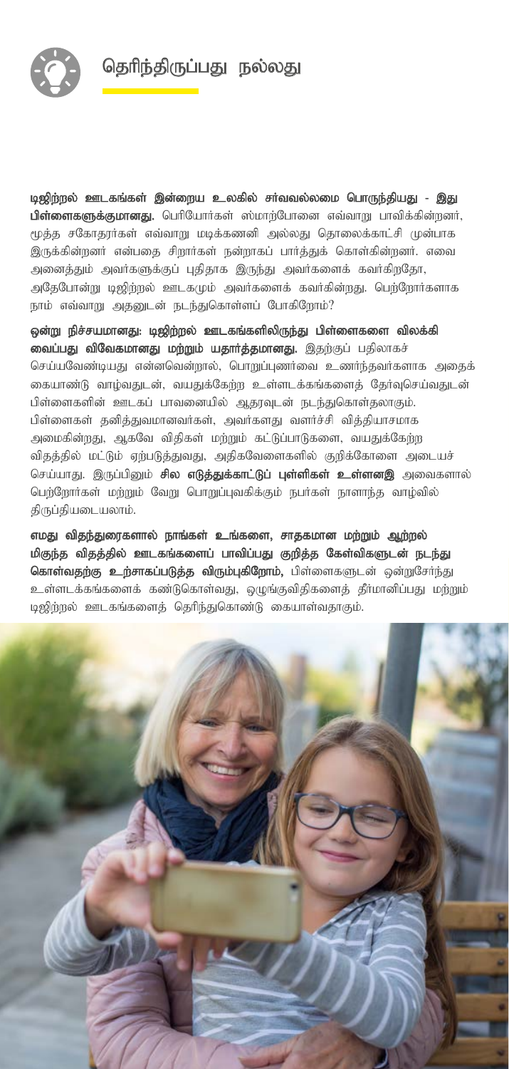## தெரிந்திருப்பது நல்லது

**டிஜிற்றல் ஊடகங்கள் இன்றைய உலகில் சர்வவல்லமை பொருந்தியது - இது பிள்ளைகளுக்குமானது.** பெரியோர்கள் ஸ்மாற்போனை எவ்வாறு பாவிக்கின்றனர், மூத்த சகோதரர்கள் எவ்வாறு மடிக்கணனி அல்லது தொலைக்காட்சி முன்பாக இருக்கின்றனர் என்பதை சிறார்கள் நன்றாகப் பார்த்துக் கொள்கின்றனர். எவை அனைத்தும் அவர்களுக்குப் புதிதாக இருந்து அவர்களைக் கவர்கிறதோ, அதேபோன்று டிஜிற்றல் ஊடகமும் அவர்களைக் கவர்கின்றது. பெற்றோர்களாக நாம் எவ்வாறு அதனுடன் நடந்துகொள்ளப் போகிறோம்?

**ஒன்று நிச்சயமானது: டிஜிற்றல் ஊடகங்களிலிருந்து பிள்ளைகளை விலக்கி வைப்பது விவேகமானது மற்றும் யதார்த்தமானது.** இதற்குப் பதிலாகச் செய்யவேண்டியது என்னவென்றால், பொறுப்புணர்வை உணர்ந்தவர்களாக அதைக் கையாண்டு வாழ்வதுடன், வயதுக்கேற்ற உள்ளடக்கங்களைத் தேர்வுசெய்வதுடன் பிள்ளைகளின் ஊடகப் பாவனையில் ஆதரவுடன் நடந்துகொள்தலாகும். பிள்ளைகள் தனித்துவமானவர்கள், அவர்களது வளர்ச்சி வித்தியாசமாக அமைகின்றது, ஆகவே விதிகள் மற்றும் கட்டுப்பாடுகளை, வயதுக்கேற்ற விதத்தில் மட்டும் ஏற்படுத்துவது, அதிகவேளைகளில் குறிக்கோளை அடையச் செய்யாது. இருப்பினும் **சில எடுத்துக்காட்டுப் புள்ளிகள் உள்ளனஇ** அவைகளால் பெற்றோர்கள் மற்றும் வேறு பொறுப்புவகிக்கும் நபர்கள் நாளாந்த வாழ்வில் திருப்தியடையலாம்.

**எமது விதந்துரைகளால் நாங்கள் உங்களை, சாதகமான மற்றும் ஆற்றல் மிகுந்த விதத்தில் ஊடகங்களைப் பாவிப்பது குறித்த கேள்விகளுடன் நடந்து கொள்வதற்கு உற்சாகப்படுத்த விரும்புகிறோம்,** பிள்ளைகளுடன் ஒன்றுசேர்ந்து உள்ளடக்கங்களைக் கண்டுகொள்வது, ஒழுங்குவிதிகளைத் தீர்மானிப்பது மற்றும் டிஜிற்றல் ஊடகங்களைத் தெரிந்துகொண்டு கையாள்வதாகும்.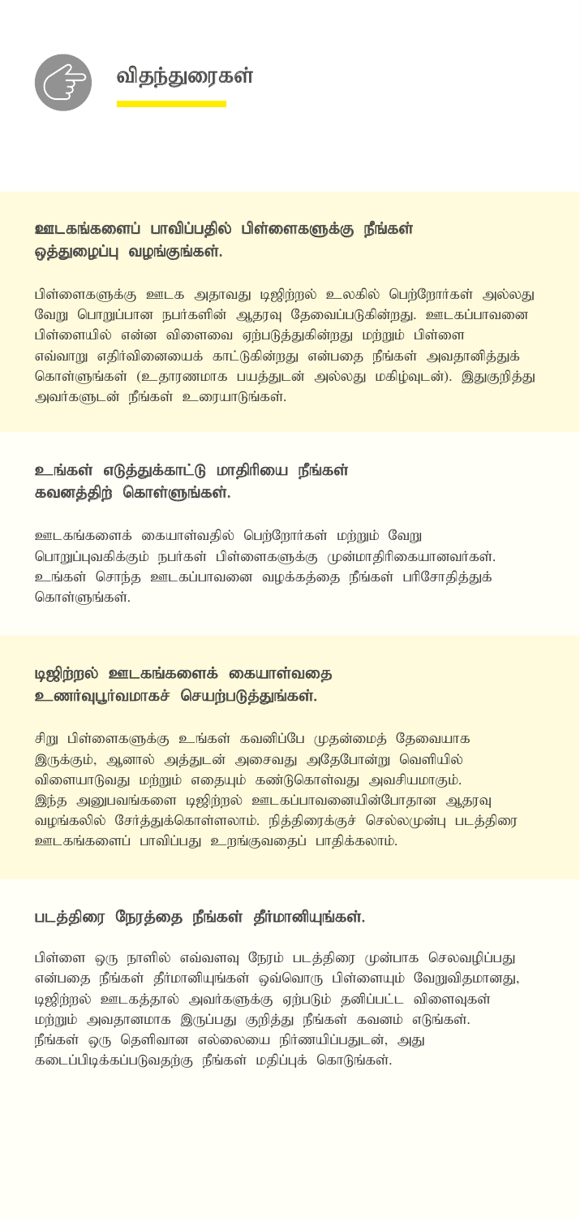## விதந்துரைகள்

### ஊடகங்களைப் பாவிப்பதில் பிள்ளைகளுக்கு நீங்கள் ஒத்துழைப்பு வழங்குங்கள்.

பிள்ளைகளுக்கு ஊடக அதாவது டிஜிற்றல் உலகில் பெற்றோர்கள் அல்லது வேறு பொறுப்பான நபர்களின் ஆதரவு தேவைப்படுகின்றது. ஊடகப்பாவனை பிள்ளையில் என்ன விளைவை ஏற்படுத்துகின்றது மற்றும் பிள்ளை எவ்வாறு எதிர்வினையைக் காட்டுகின்றது என்பதை நீங்கள் அவதானித்துக் கொள்ளுங்கள் (உதாரணமாக பயத்துடன் அல்லது மகிழ்வுடன்). இதுகுறித்து அவர்களுடன் நீங்கள் உரையாடுங்கள்.

### உங்கள் எடுத்துக்காட்டு மாதிரியை நீங்கள் கவனத்திற் கொள்ளுங்கள்.

ஊடகங்களைக் கையாள்வதில் பெற்றோர்கள் மற்றும் வேறு பொறுப்புவகிக்கும் நபர்கள் பிள்ளைகளுக்கு முன்மாதிரிகையானவர்கள். உங்கள் சொந்த ஊடகப்பாவனை வழக்கத்தை நீங்கள் பரிசோதித்துக் கொள்ளுங்கள்.

### டிஜிற்றல் ஊடகங்களைக் கையாள்வதை உணர்வுபூர்வமாகச் செயற்படுத்துங்கள்.

சிறு பிள்ளைகளுக்கு உங்கள் கவனிப்பே முதன்மைத் தேவையாக இருக்கும், ஆனால் அத்துடன் அசைவது அதேபோன்று வெளியில் விளையாடுவது மற்றும் எதையும் கண்டுகொள்வது அவசியமாகும். இந்த அனுபவங்களை டிஜிற்றல் ஊடகப்பாவனையின்போதான ஆதரவு வழங்கலில் சேர்த்துக்கொள்ளலாம். நித்திரைக்குச் செல்லமுன்பு படத்திரை ஊடகங்களைப் பாவிப்பது உறங்குவதைப் பாதிக்கலாம்.

### படத்திரை நேரத்தை நீங்கள் தீர்மானியுங்கள்.

பிள்ளை ஒரு நாளில் எவ்வளவு நேரம் படத்திரை முன்பாக செலவழிப்பது என்பதை நீங்கள் தீர்மானியுங்கள் ஒவ்வொரு பிள்ளையும் வேறுவிதமானது, டிஜிற்றல் ஊடகத்தால் அவர்களுக்கு ஏற்படும் தனிப்பட்ட விளைவுகள் மற்றும் அவதானமாக இருப்பது குறித்து நீங்கள் கவனம் எடுங்கள். நீங்கள் ஒரு தெளிவான எல்லையை நிர்ணயிப்பதுடன், அது கடைப்பிடிக்கப்படுவதற்கு நீங்கள் மதிப்புக் கொடுங்கள்.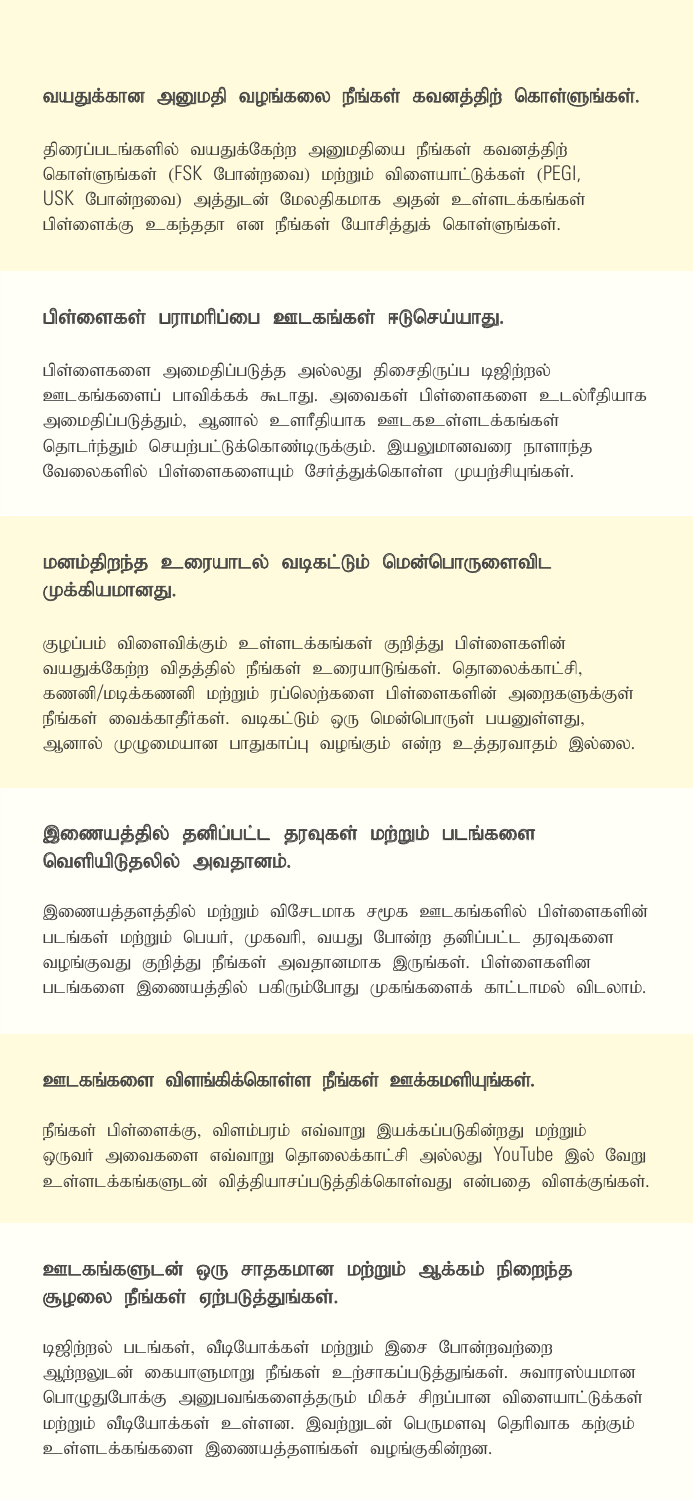## வயதுக்கான அனுமதி வழங்கலை நீங்கள் கவனத்திற் கொள்ளுங்கள்.

திரைப்படங்களில் வயதுக்கேற்ற அனுமதியை நீங்கள் கவனத்திற் கொள்ளுங்கள் (FSK போன்றவை) மற்றும் விளையாட்டுக்கள் (PEGI, USK போன்றவை) அத்துடன் மேலதிகமாக அதன் உள்ளடக்கங்கள் பிள்ளைக்கு உகந்ததா என நீங்கள் யோசித்துக் கொள்ளுங்கள்.

## பிள்ளைகள் பராமரிப்பை ஊடகங்கள் ஈடுசெய்யாது.

பிள்ளைகளை அமைதிப்படுத்த அல்லது திசைதிருப்ப டிஜிற்றல் ஊடகங்களைப் பாவிக்கக் கூடாது. அவைகள் பிள்ளைகளை உடல்ரீதியாக அமைதிப்படுத்தும், ஆனால் உளரீதியாக ஊடகஉள்ளடக்கங்கள் தொடர்ந்தும் செயற்பட்டுக்கொண்டிருக்கும். இயலுமானவரை நாளாந்த வேலைகளில் பிள்ளைகளையும் சேர்த்துக்கொள்ள முயற்சியுங்கள்.

## மனம்திறந்த உரையாடல் வடிகட்டும் மென்பொருளைவிட முக்கியமானது.

குழப்பம் விளைவிக்கும் உள்ளடக்கங்கள் குறித்து பிள்ளைகளின் வயதுக்கேற்ற விதத்தில் நீங்கள் உரையாடுங்கள். தொலைக்காட்சி, கணனி/மடிக்கணனி மற்றும் ரப்லெற்களை பிள்ளைகளின் அறைகளுக்குள் நீங்கள் வைக்காதீர்கள். வடிகட்டும் ஒரு மென்பொருள் பயனுள்ளது, ஆனால் முழுமையான பாதுகாப்பு வழங்கும் என்ற உத்தரவாதம் இல்லை.

## இணையத்தில் தனிப்பட்ட தரவுகள் மற்றும் படங்களை வெளியிடுதலில் அவதானம்.

இணையத்தளத்தில் மற்றும் விசேடமாக சமூக ஊடகங்களில் பிள்ளைகளின் படங்கள் மற்றும் பெயர், முகவரி, வயது போன்ற தனிப்பட்ட தரவுகளை வழங்குவது குறித்து நீங்கள் அவதானமாக இருங்கள். பிள்ளைகளின படங்களை இணையத்தில் பகிரும்போது முகங்களைக் காட்டாமல் விடலாம்.

## ஊடகங்களை விளங்கிக்கொள்ள நீங்கள் ஊக்கமளியுங்கள்.

நீங்கள் பிள்ளைக்கு, விளம்பரம் எவ்வாறு இயக்கப்படுகின்றது மற்றும் ஒருவர் அவைகளை எவ்வாறு தொலைக்காட்சி அல்லது YouTube இல் வேறு உள்ளடக்கங்களுடன் வித்தியாசப்படுத்திக்கொள்வது என்பதை விளக்குங்கள்.

## ஊடகங்களுடன் ஒரு சாதகமான மற்றும் ஆக்கம் நிறைந்த சூழலை நீங்கள் ஏற்படுத்துங்கள்.

டிஜிற்றல் படங்கள், வீடியோக்கள் மற்றும் இசை போன்றவற்றை ஆற்றலுடன் கையாளுமாறு நீங்கள் உற்சாகப்படுத்துங்கள். சுவாரஸ்யமான பொழுதுபோக்கு அனுபவங்களைத்தரும் மிகச் சிறப்பான விளையாட்டுக்கள் மற்றும் வீடியோக்கள் உள்ளன. இவற்றுடன் பெருமளவு தெரிவாக கற்கும் உள்ளடக்கங்களை இணையத்தளங்கள் வழங்குகின்றன.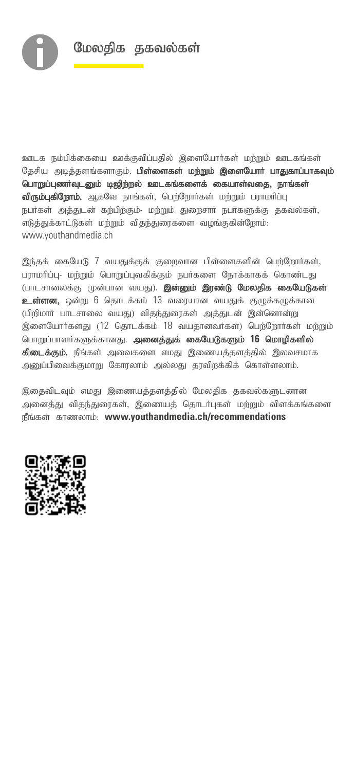# மேலதிக தகவல்கள்

ஊடக நம்பிக்கையை ஊக்குவிப்பதில் இளையோர்கள் மற்றும் ஊடகங்கள் தேசிய அடித்தளங்களாகும். **பிள்ளைகள் மற்றும் இளையோர் பாதுகாப்பாகவும் பொறுப்புணர்வுடனும் டிஜிற்றல் ஊடகங்களைக் கையாள்வதை, நாங்கள் விரும்புகிறோம்.** ஆகவே நாங்கள், பெற்றோர்கள் மற்றும் பராமரிப்பு நபர்கள் அத்துடன் கற்பிற்கும்- மற்றும் துறைசார் நபர்களுக்கு தகவல்கள், எடுத்துக்காட்டுகள் மற்றும் விதந்துரைகளை வழங்குகின்றோம்: www.youthandmedia.ch

இந்தக் கையேடு 7 வயதுக்குக் குறைவான பிள்ளைகளின் பெற்றோர்கள், பராமரிப்பு- மற்றும் பொறுப்புவகிக்கும் நபர்களை நோக்காகக் கொண்டது (பாடசாலைக்கு முன்பான வயது). **இன்னும் இரண்டு மேலதிக கையேடுகள் உள்ளன,** ஒன்று 6 தொடக்கம் 13 வரையான வயதுக் குழுக்கழுக்கான (பிறிமார் பாடசாலை வயது) விதந்துரைகள் அத்துடன் இன்னொன்று இளையோர்களது (12 தொடக்கம் 18 வயதானவர்கள்) பெற்றோர்கள் மற்றும் பொறுப்பாளர்களுக்கானது. **அனைத்துக் கையேடுகளும் 16 மொழிகளில் கிடைக்கும்.** நீங்கள் அவைகளை எமது இணையத்தளத்தில் இலவசமாக அனுப்பிவைக்குமாறு கோரலாம் அல்லது தரவிறக்கிக் கொள்ளலாம்.

இதைவிடவும் எமது இணையத்தளத்தில் மேலதிக தகவல்களுடனான அனைத்து விதந்துரைகள், இணையத் தொடர்புகள் மற்றும் விளக்கங்களை நீங்கள் காணலாம்: **www.youthandmedia.ch/recommendations**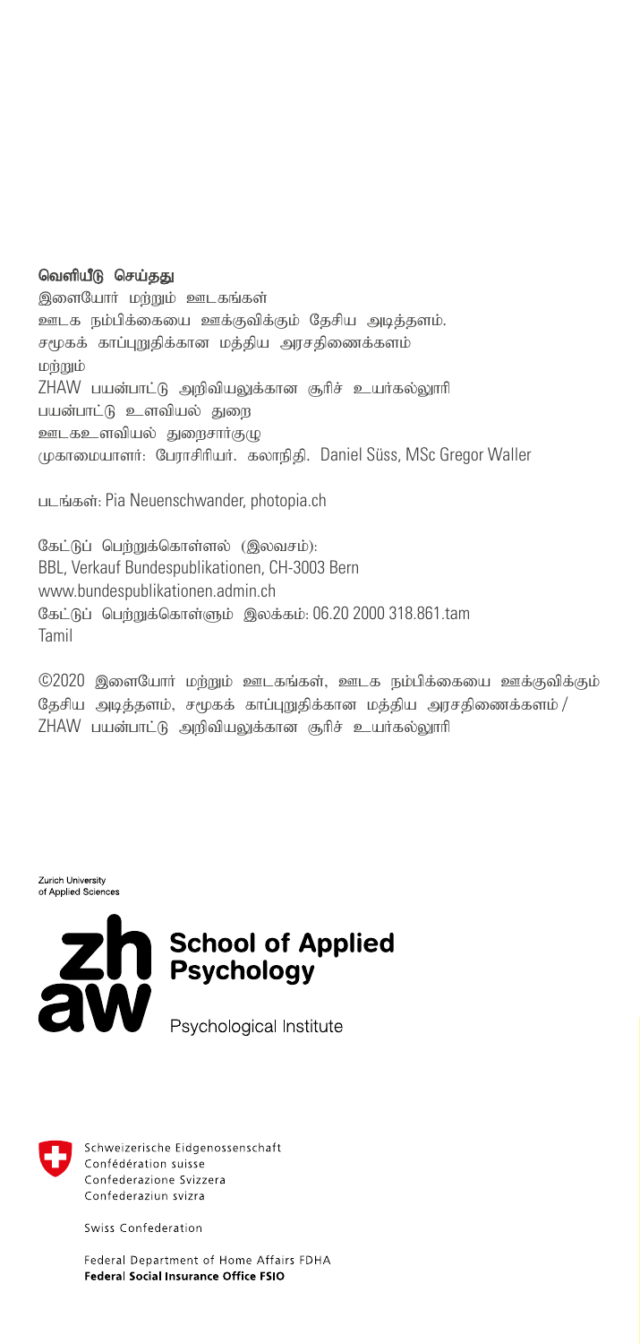**வெளியீடு செய்தது**

இளையோர் மற்றும் ஊடகங்கள்
ஊடக நம்பிக்கையை ஊக்குவிக்கும் தேசிய அடித்தளம்.
சமூகக் காப்புறுதிக்கான மத்திய அரசதிணைக்களம்
மற்றும்
ZHAW பயன்பாட்டு அறிவியலுக்கான சூரிச் உயர்கல்லூரி
பயன்பாட்டு உளவியல் துறை
ஊடகஉளவியல் துறைசார்குழு
முகாமையாளர்: பேராசிரியர். கலாநிதி. Daniel Süss, MSc Gregor Waller

படங்கள்: Pia Neuenschwander, photopia.ch

கேட்டுப் பெற்றுக்கொள்ளல் (இலவசம்):
BBL, Verkauf Bundespublikationen, CH-3003 Bern
www.bundespublikationen.admin.ch
கேட்டுப் பெற்றுக்கொள்ளும் இலக்கம்: 06.20 2000 318.861.tam
Tamil

©2020 இளையோர் மற்றும் ஊடகங்கள், ஊடக நம்பிக்கையை ஊக்குவிக்கும் தேசிய அடித்தளம், சமூகக் காப்புறுதிக்கான மத்திய அரசதிணைக்களம் / ZHAW பயன்பாட்டு அறிவியலுக்கான சூரிச் உயர்கல்லூரி

Zurich University
of Applied Sciences

zh
aw

**School of Applied Psychology**

Psychological Institute

Schweizerische Eidgenossenschaft
Confédération suisse
Confederazione Svizzera
Confederaziun svizra

Swiss Confederation

Federal Department of Home Affairs FDHA
**Federal Social Insurance Office FSIO**